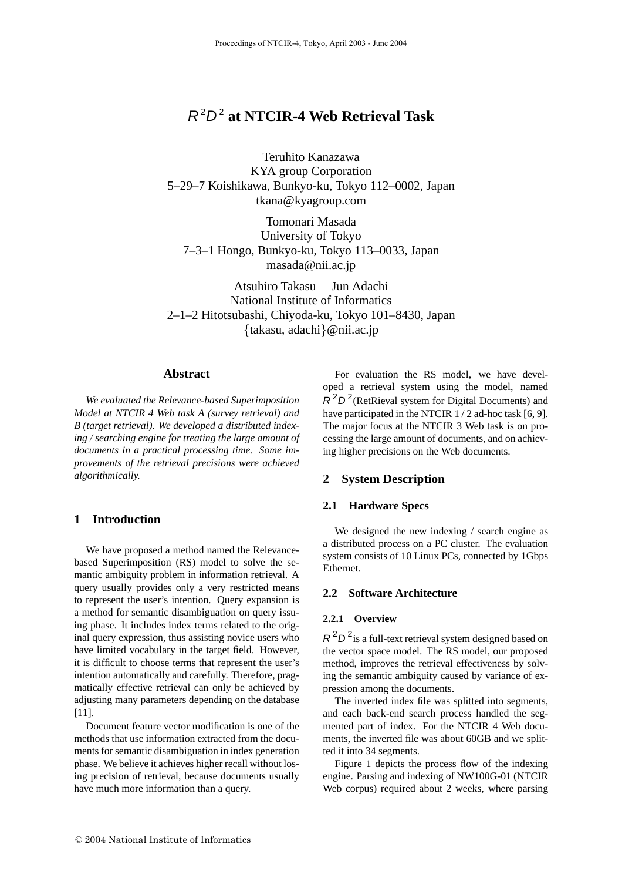# $R^2D^2$ at NTCIR-4 Web Retrieval Task

Teruhito Kanazawa
KYA group Corporation
5–29–7 Koishikawa, Bunkyo-ku, Tokyo 112–0002, Japan
tkana@kyagroup.com

Tomonari Masada
University of Tokyo
7–3–1 Hongo, Bunkyo-ku, Tokyo 113–0033, Japan
masada@nii.ac.jp

Atsuhiro Takasu   Jun Adachi
National Institute of Informatics
2–1–2 Hitotsubashi, Chiyoda-ku, Tokyo 101–8430, Japan
{takasu, adachi}@nii.ac.jp

## Abstract

*We evaluated the Relevance-based Superimposition Model at NTCIR 4 Web task A (survey retrieval) and B (target retrieval). We developed a distributed indexing / searching engine for treating the large amount of documents in a practical processing time. Some improvements of the retrieval precisions were achieved algorithmically.*

## 1 Introduction

We have proposed a method named the Relevance-based Superimposition (RS) model to solve the semantic ambiguity problem in information retrieval. A query usually provides only a very restricted means to represent the user's intention. Query expansion is a method for semantic disambiguation on query issuing phase. It includes index terms related to the original query expression, thus assisting novice users who have limited vocabulary in the target field. However, it is difficult to choose terms that represent the user's intention automatically and carefully. Therefore, pragmatically effective retrieval can only be achieved by adjusting many parameters depending on the database [11].

Document feature vector modification is one of the methods that use information extracted from the documents for semantic disambiguation in index generation phase. We believe it achieves higher recall without losing precision of retrieval, because documents usually have much more information than a query.

For evaluation the RS model, we have developed a retrieval system using the model, named $R^2D^2$(RetRieval system for Digital Documents) and have participated in the NTCIR 1 / 2 ad-hoc task [6, 9]. The major focus at the NTCIR 3 Web task is on processing the large amount of documents, and on achieving higher precisions on the Web documents.

## 2 System Description

### 2.1 Hardware Specs

We designed the new indexing / search engine as a distributed process on a PC cluster. The evaluation system consists of 10 Linux PCs, connected by 1Gbps Ethernet.

### 2.2 Software Architecture

#### 2.2.1 Overview

$R^2D^2$is a full-text retrieval system designed based on the vector space model. The RS model, our proposed method, improves the retrieval effectiveness by solving the semantic ambiguity caused by variance of expression among the documents.

The inverted index file was splitted into segments, and each back-end search process handled the segmented part of index. For the NTCIR 4 Web documents, the inverted file was about 60GB and we splitted it into 34 segments.

Figure 1 depicts the process flow of the indexing engine. Parsing and indexing of NW100G-01 (NTCIR Web corpus) required about 2 weeks, where parsing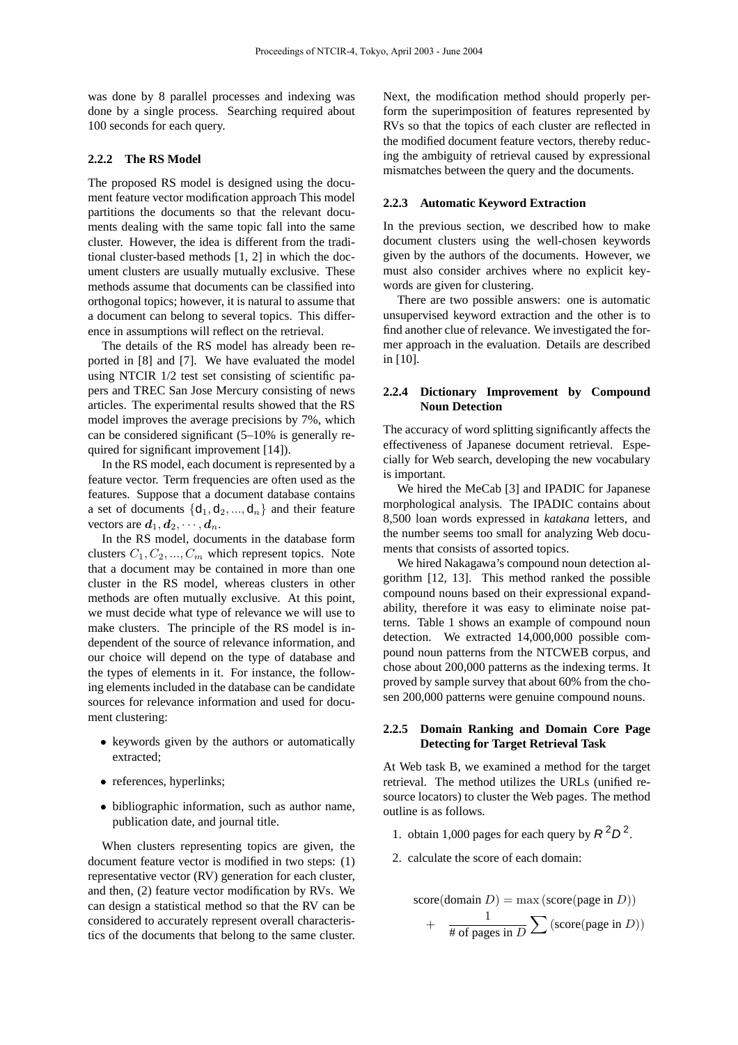was done by 8 parallel processes and indexing was done by a single process. Searching required about 100 seconds for each query.

#### 2.2.2 The RS Model

The proposed RS model is designed using the document feature vector modification approach This model partitions the documents so that the relevant documents dealing with the same topic fall into the same cluster. However, the idea is different from the traditional cluster-based methods [1, 2] in which the document clusters are usually mutually exclusive. These methods assume that documents can be classified into orthogonal topics; however, it is natural to assume that a document can belong to several topics. This difference in assumptions will reflect on the retrieval.

The details of the RS model has already been reported in [8] and [7]. We have evaluated the model using NTCIR 1/2 test set consisting of scientific papers and TREC San Jose Mercury consisting of news articles. The experimental results showed that the RS model improves the average precisions by 7%, which can be considered significant (5–10% is generally required for significant improvement [14]).

In the RS model, each document is represented by a feature vector. Term frequencies are often used as the features. Suppose that a document database contains a set of documents $\{\mathsf{d}_1, \mathsf{d}_2, ..., \mathsf{d}_n\}$ and their feature vectors are $\boldsymbol{d}_1, \boldsymbol{d}_2, \cdots, \boldsymbol{d}_n$.

In the RS model, documents in the database form clusters $C_1, C_2, ..., C_m$ which represent topics. Note that a document may be contained in more than one cluster in the RS model, whereas clusters in other methods are often mutually exclusive. At this point, we must decide what type of relevance we will use to make clusters. The principle of the RS model is independent of the source of relevance information, and our choice will depend on the type of database and the types of elements in it. For instance, the following elements included in the database can be candidate sources for relevance information and used for document clustering:

- keywords given by the authors or automatically extracted;
- references, hyperlinks;
- bibliographic information, such as author name, publication date, and journal title.

When clusters representing topics are given, the document feature vector is modified in two steps: (1) representative vector (RV) generation for each cluster, and then, (2) feature vector modification by RVs. We can design a statistical method so that the RV can be considered to accurately represent overall characteristics of the documents that belong to the same cluster. Next, the modification method should properly perform the superimposition of features represented by RVs so that the topics of each cluster are reflected in the modified document feature vectors, thereby reducing the ambiguity of retrieval caused by expressional mismatches between the query and the documents.

#### 2.2.3 Automatic Keyword Extraction

In the previous section, we described how to make document clusters using the well-chosen keywords given by the authors of the documents. However, we must also consider archives where no explicit keywords are given for clustering.

There are two possible answers: one is automatic unsupervised keyword extraction and the other is to find another clue of relevance. We investigated the former approach in the evaluation. Details are described in [10].

#### 2.2.4 Dictionary Improvement by Compound Noun Detection

The accuracy of word splitting significantly affects the effectiveness of Japanese document retrieval. Especially for Web search, developing the new vocabulary is important.

We hired the MeCab [3] and IPADIC for Japanese morphological analysis. The IPADIC contains about 8,500 loan words expressed in *katakana* letters, and the number seems too small for analyzing Web documents that consists of assorted topics.

We hired Nakagawa's compound noun detection algorithm [12, 13]. This method ranked the possible compound nouns based on their expressional expandability, therefore it was easy to eliminate noise patterns. Table 1 shows an example of compound noun detection. We extracted 14,000,000 possible compound noun patterns from the NTCWEB corpus, and chose about 200,000 patterns as the indexing terms. It proved by sample survey that about 60% from the chosen 200,000 patterns were genuine compound nouns.

#### 2.2.5 Domain Ranking and Domain Core Page Detecting for Target Retrieval Task

At Web task B, we examined a method for the target retrieval. The method utilizes the URLs (unified resource locators) to cluster the Web pages. The method outline is as follows.

1. obtain 1,000 pages for each query by $R^2D^2$.
2. calculate the score of each domain:

$$\begin{aligned}\text{score(domain } D) &= \max(\text{score(page in } D)) \\ &+ \frac{1}{\text{\# of pages in } D} \sum (\text{score(page in } D))\end{aligned}$$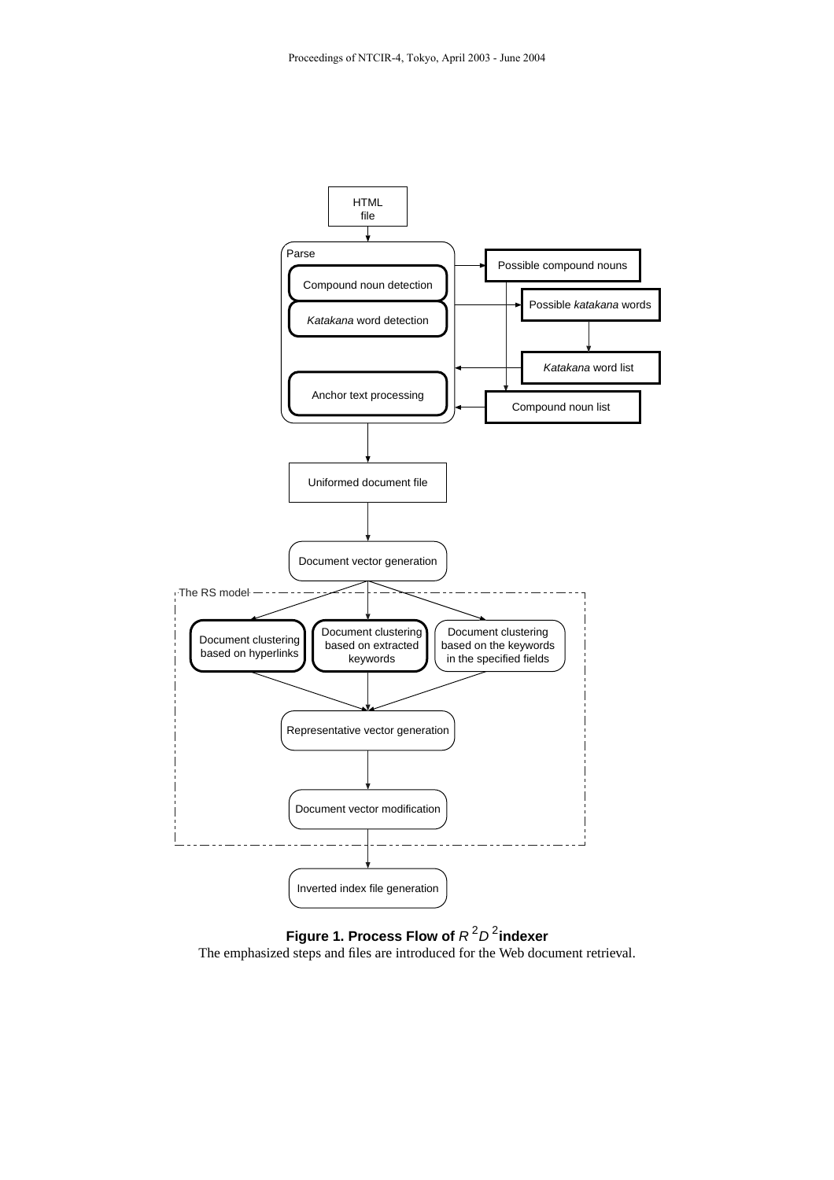HTML file

Parse

Compound noun detection

*Katakana* word detection

Anchor text processing

Possible compound nouns

Possible *katakana* words

*Katakana* word list

Compound noun list

Uniformed document file

Document vector generation

The RS model

Document clustering based on hyperlinks

Document clustering based on extracted keywords

Document clustering based on the keywords in the specified fields

Representative vector generation

Document vector modification

Inverted index file generation

**Figure 1. Process Flow of $R^2D^2$ indexer**

The emphasized steps and files are introduced for the Web document retrieval.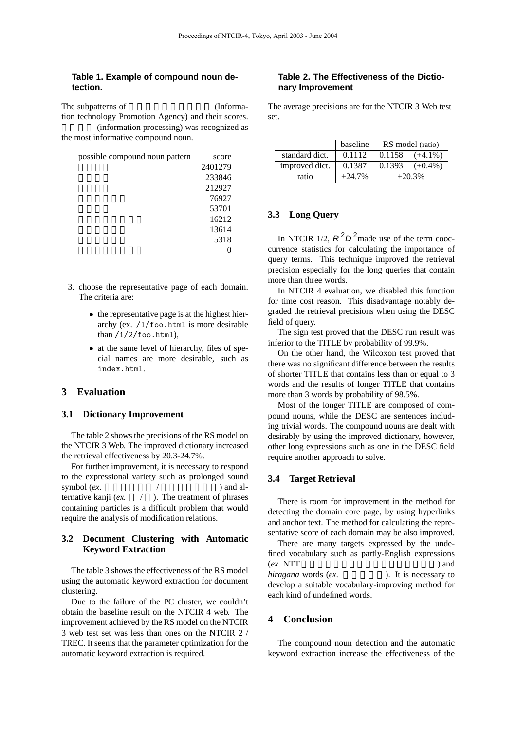**Table 1. Example of compound noun detection.**

The subpatterns of (Information technology Promotion Agency) and their scores. (information processing) was recognized as the most informative compound noun.

| possible compound noun pattern | score |
|---|---|
| | 2401279 |
| | 233846 |
| | 212927 |
| | 76927 |
| | 53701 |
| | 16212 |
| | 13614 |
| | 5318 |
| | 0 |

3. choose the representative page of each domain. The criteria are:
   - the representative page is at the highest hierarchy (ex. `/1/foo.html` is more desirable than `/1/2/foo.html`),
   - at the same level of hierarchy, files of special names are more desirable, such as `index.html`.

## 3 Evaluation

### 3.1 Dictionary Improvement

The table 2 shows the precisions of the RS model on the NTCIR 3 Web. The improved dictionary increased the retrieval effectiveness by 20.3-24.7%.

For further improvement, it is necessary to respond to the expressional variety such as prolonged sound symbol (*ex.* / ) and alternative kanji (*ex.* / ). The treatment of phrases containing particles is a difficult problem that would require the analysis of modification relations.

### 3.2 Document Clustering with Automatic Keyword Extraction

The table 3 shows the effectiveness of the RS model using the automatic keyword extraction for document clustering.

Due to the failure of the PC cluster, we couldn't obtain the baseline result on the NTCIR 4 web. The improvement achieved by the RS model on the NTCIR 3 web test set was less than ones on the NTCIR 2 / TREC. It seems that the parameter optimization for the automatic keyword extraction is required.

**Table 2. The Effectiveness of the Dictionary Improvement**

The average precisions are for the NTCIR 3 Web test set.

| | baseline | RS model (ratio) | |
|---|---|---|---|
| standard dict. | 0.1112 | 0.1158 | (+4.1%) |
| improved dict. | 0.1387 | 0.1393 | (+0.4%) |
| ratio | +24.7% | +20.3% | |

### 3.3 Long Query

In NTCIR 1/2, $R^2D^2$ made use of the term cooccurrence statistics for calculating the importance of query terms. This technique improved the retrieval precision especially for the long queries that contain more than three words.

In NTCIR 4 evaluation, we disabled this function for time cost reason. This disadvantage notably degraded the retrieval precisions when using the DESC field of query.

The sign test proved that the DESC run result was inferior to the TITLE by probability of 99.9%.

On the other hand, the Wilcoxon test proved that there was no significant difference between the results of shorter TITLE that contains less than or equal to 3 words and the results of longer TITLE that contains more than 3 words by probability of 98.5%.

Most of the longer TITLE are composed of compound nouns, while the DESC are sentences including trivial words. The compound nouns are dealt with desirably by using the improved dictionary, however, other long expressions such as one in the DESC field require another approach to solve.

### 3.4 Target Retrieval

There is room for improvement in the method for detecting the domain core page, by using hyperlinks and anchor text. The method for calculating the representative score of each domain may be also improved.

There are many targets expressed by the undefined vocabulary such as partly-English expressions (*ex.* NTT ) and *hiragana* words (*ex.* ). It is necessary to develop a suitable vocabulary-improving method for each kind of undefined words.

## 4 Conclusion

The compound noun detection and the automatic keyword extraction increase the effectiveness of the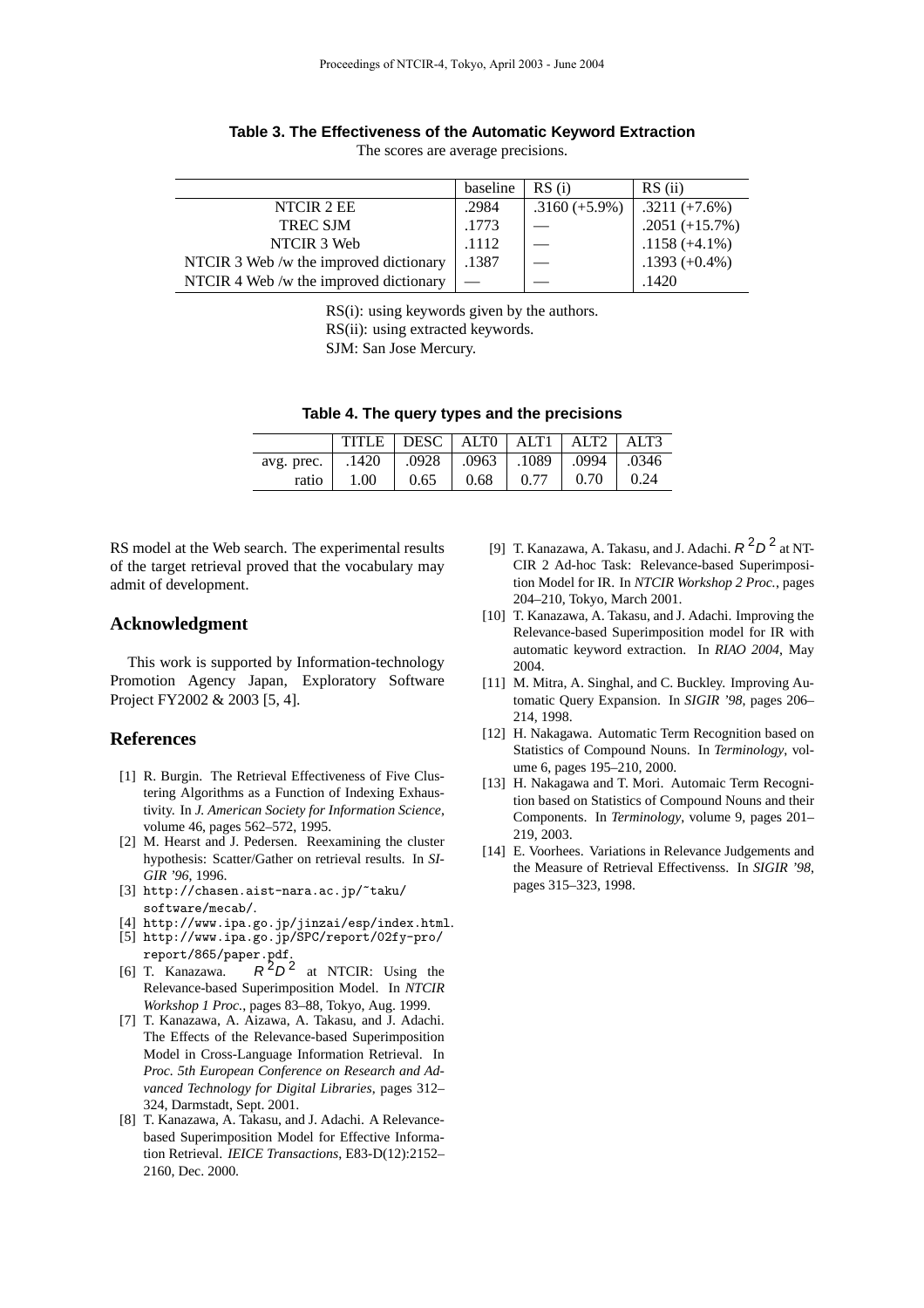**Table 3. The Effectiveness of the Automatic Keyword Extraction**

The scores are average precisions.

| | baseline | RS (i) | RS (ii) |
|---|---|---|---|
| NTCIR 2 EE | .2984 | .3160 (+5.9%) | .3211 (+7.6%) |
| TREC SJM | .1773 | — | .2051 (+15.7%) |
| NTCIR 3 Web | .1112 | — | .1158 (+4.1%) |
| NTCIR 3 Web /w the improved dictionary | .1387 | — | .1393 (+0.4%) |
| NTCIR 4 Web /w the improved dictionary | — | — | .1420 |

RS(i): using keywords given by the authors.
RS(ii): using extracted keywords.
SJM: San Jose Mercury.

**Table 4. The query types and the precisions**

| | TITLE | DESC | ALT0 | ALT1 | ALT2 | ALT3 |
|---|---|---|---|---|---|---|
| avg. prec. | .1420 | .0928 | .0963 | .1089 | .0994 | .0346 |
| ratio | 1.00 | 0.65 | 0.68 | 0.77 | 0.70 | 0.24 |

RS model at the Web search. The experimental results of the target retrieval proved that the vocabulary may admit of development.

## Acknowledgment

This work is supported by Information-technology Promotion Agency Japan, Exploratory Software Project FY2002 & 2003 [5, 4].

## References

[1] R. Burgin. The Retrieval Effectiveness of Five Clustering Algorithms as a Function of Indexing Exhaustivity. In *J. American Society for Information Science*, volume 46, pages 562–572, 1995.

[2] M. Hearst and J. Pedersen. Reexamining the cluster hypothesis: Scatter/Gather on retrieval results. In *SIGIR '96*, 1996.

[3] http://chasen.aist-nara.ac.jp/~taku/software/mecab/.

[4] http://www.ipa.go.jp/jinzai/esp/index.html.

[5] http://www.ipa.go.jp/SPC/report/02fy-pro/report/865/paper.pdf.

[6] T. Kanazawa. $R^2D^2$ at NTCIR: Using the Relevance-based Superimposition Model. In *NTCIR Workshop 1 Proc.*, pages 83–88, Tokyo, Aug. 1999.

[7] T. Kanazawa, A. Aizawa, A. Takasu, and J. Adachi. The Effects of the Relevance-based Superimposition Model in Cross-Language Information Retrieval. In *Proc. 5th European Conference on Research and Advanced Technology for Digital Libraries*, pages 312–324, Darmstadt, Sept. 2001.

[8] T. Kanazawa, A. Takasu, and J. Adachi. A Relevance-based Superimposition Model for Effective Information Retrieval. *IEICE Transactions*, E83-D(12):2152–2160, Dec. 2000.

[9] T. Kanazawa, A. Takasu, and J. Adachi. $R^2D^2$ at NTCIR 2 Ad-hoc Task: Relevance-based Superimposition Model for IR. In *NTCIR Workshop 2 Proc.*, pages 204–210, Tokyo, March 2001.

[10] T. Kanazawa, A. Takasu, and J. Adachi. Improving the Relevance-based Superimposition model for IR with automatic keyword extraction. In *RIAO 2004*, May 2004.

[11] M. Mitra, A. Singhal, and C. Buckley. Improving Automatic Query Expansion. In *SIGIR '98*, pages 206–214, 1998.

[12] H. Nakagawa. Automatic Term Recognition based on Statistics of Compound Nouns. In *Terminology*, volume 6, pages 195–210, 2000.

[13] H. Nakagawa and T. Mori. Automaic Term Recognition based on Statistics of Compound Nouns and their Components. In *Terminology*, volume 9, pages 201–219, 2003.

[14] E. Voorhees. Variations in Relevance Judgements and the Measure of Retrieval Effectivenss. In *SIGIR '98*, pages 315–323, 1998.